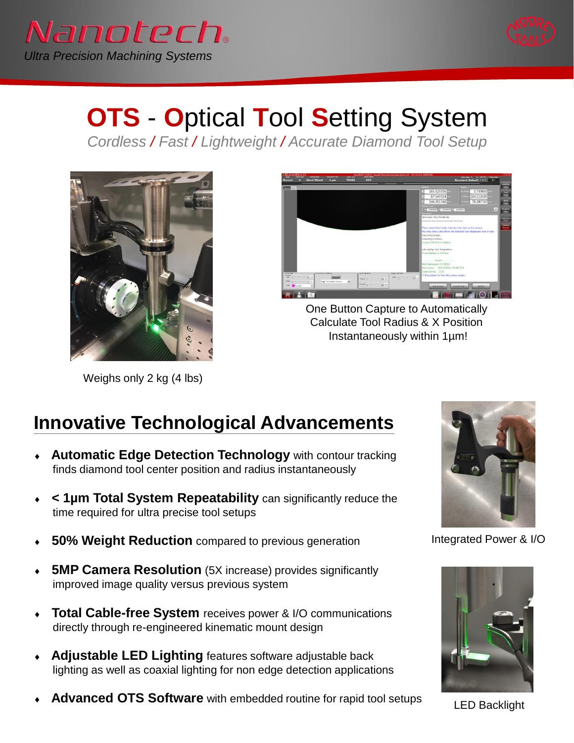Nanotech®

*Ultra Precision Machining Systems*

# OTS - Optical Tool Setting System

*Cordless / Fast / Lightweight / Accurate Diamond Tool Setup*

Weighs only 2 kg (4 lbs)

One Button Capture to Automatically Calculate Tool Radius & X Position Instantaneously within 1µm!

## Innovative Technological Advancements

- **Automatic Edge Detection Technology** with contour tracking finds diamond tool center position and radius instantaneously
- **< 1µm Total System Repeatability** can significantly reduce the time required for ultra precise tool setups
- **50% Weight Reduction** compared to previous generation
- **5MP Camera Resolution** (5X increase) provides significantly improved image quality versus previous system
- **Total Cable-free System** receives power & I/O communications directly through re-engineered kinematic mount design
- **Adjustable LED Lighting** features software adjustable back lighting as well as coaxial lighting for non edge detection applications
- **Advanced OTS Software** with embedded routine for rapid tool setups

Integrated Power & I/O

LED Backlight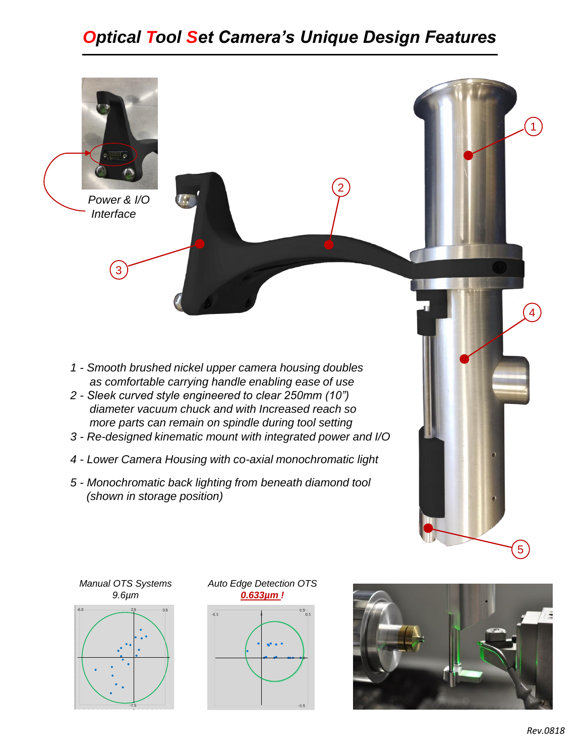# Optical Tool Set Camera's Unique Design Features

Power & I/O Interface

1 - Smooth brushed nickel upper camera housing doubles as comfortable carrying handle enabling ease of use

2 - Sleek curved style engineered to clear 250mm (10") diameter vacuum chuck and with Increased reach so more parts can remain on spindle during tool setting

3 - Re-designed kinematic mount with integrated power and I/O

4 - Lower Camera Housing with co-axial monochromatic light

5 - Monochromatic back lighting from beneath diamond tool (shown in storage position)

*Manual OTS Systems*
*9.6µm*

*Auto Edge Detection OTS*
***0.633µm !***

Rev.0818